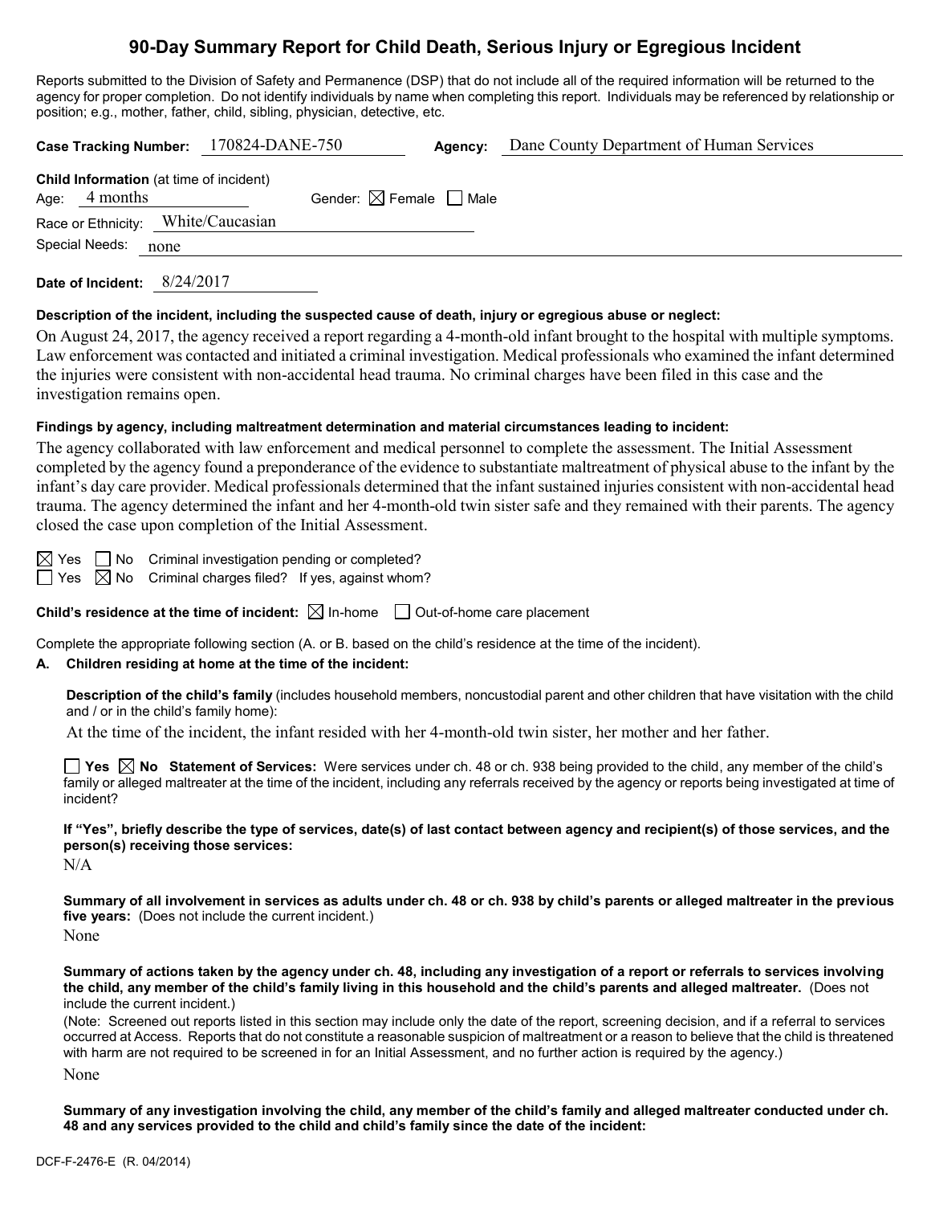# 90-Day Summary Report for Child Death, Serious Injury or Egregious Incident

Reports submitted to the Division of Safety and Permanence (DSP) that do not include all of the required information will be returned to the agency for proper completion. Do not identify individuals by name when completing this report. Individuals may be referenced by relationship or position; e.g., mother, father, child, sibling, physician, detective, etc.

**Case Tracking Number:** 170824-DANE-750 **Agency:** Dane County Department of Human Services

**Child Information** (at time of incident)

Age: 4 months Gender: ☒ Female ☐ Male

Race or Ethnicity: White/Caucasian

Special Needs: none

**Date of Incident:** 8/24/2017

**Description of the incident, including the suspected cause of death, injury or egregious abuse or neglect:**

On August 24, 2017, the agency received a report regarding a 4-month-old infant brought to the hospital with multiple symptoms. Law enforcement was contacted and initiated a criminal investigation. Medical professionals who examined the infant determined the injuries were consistent with non-accidental head trauma. No criminal charges have been filed in this case and the investigation remains open.

**Findings by agency, including maltreatment determination and material circumstances leading to incident:**

The agency collaborated with law enforcement and medical personnel to complete the assessment. The Initial Assessment completed by the agency found a preponderance of the evidence to substantiate maltreatment of physical abuse to the infant by the infant's day care provider. Medical professionals determined that the infant sustained injuries consistent with non-accidental head trauma. The agency determined the infant and her 4-month-old twin sister safe and they remained with their parents. The agency closed the case upon completion of the Initial Assessment.

☒ Yes ☐ No Criminal investigation pending or completed?

☐ Yes ☒ No Criminal charges filed? If yes, against whom?

**Child's residence at the time of incident:** ☒ In-home ☐ Out-of-home care placement

Complete the appropriate following section (A. or B. based on the child's residence at the time of the incident).

**A. Children residing at home at the time of the incident:**

**Description of the child's family** (includes household members, noncustodial parent and other children that have visitation with the child and / or in the child's family home):

At the time of the incident, the infant resided with her 4-month-old twin sister, her mother and her father.

☐ **Yes** ☒ **No** **Statement of Services:** Were services under ch. 48 or ch. 938 being provided to the child, any member of the child's family or alleged maltreater at the time of the incident, including any referrals received by the agency or reports being investigated at time of incident?

**If "Yes", briefly describe the type of services, date(s) of last contact between agency and recipient(s) of those services, and the person(s) receiving those services:**

N/A

**Summary of all involvement in services as adults under ch. 48 or ch. 938 by child's parents or alleged maltreater in the previous five years:** (Does not include the current incident.)

None

**Summary of actions taken by the agency under ch. 48, including any investigation of a report or referrals to services involving the child, any member of the child's family living in this household and the child's parents and alleged maltreater.** (Does not include the current incident.)

(Note: Screened out reports listed in this section may include only the date of the report, screening decision, and if a referral to services occurred at Access. Reports that do not constitute a reasonable suspicion of maltreatment or a reason to believe that the child is threatened with harm are not required to be screened in for an Initial Assessment, and no further action is required by the agency.)

None

**Summary of any investigation involving the child, any member of the child's family and alleged maltreater conducted under ch. 48 and any services provided to the child and child's family since the date of the incident:**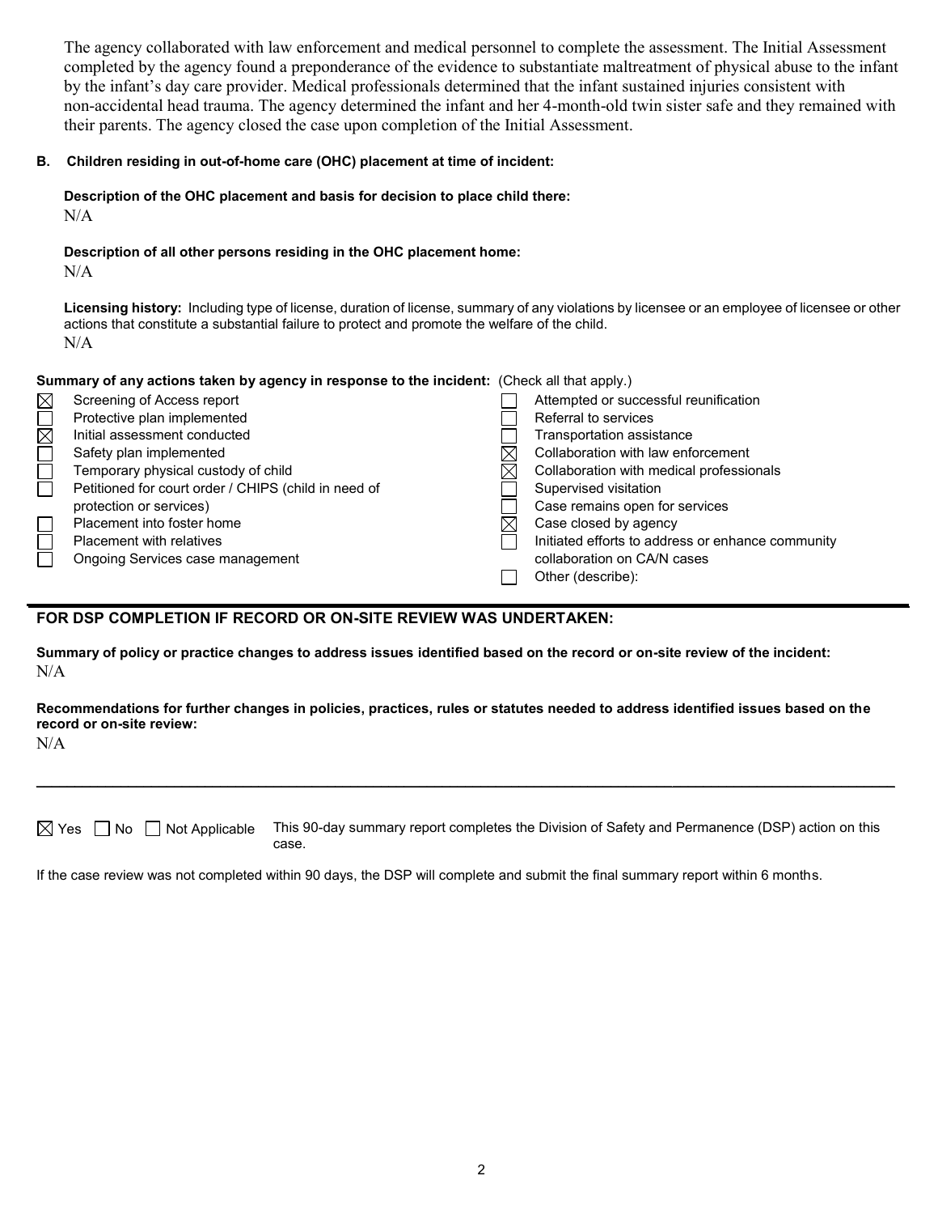The agency collaborated with law enforcement and medical personnel to complete the assessment. The Initial Assessment completed by the agency found a preponderance of the evidence to substantiate maltreatment of physical abuse to the infant by the infant's day care provider. Medical professionals determined that the infant sustained injuries consistent with non-accidental head trauma. The agency determined the infant and her 4-month-old twin sister safe and they remained with their parents. The agency closed the case upon completion of the Initial Assessment.

**B. Children residing in out-of-home care (OHC) placement at time of incident:**

**Description of the OHC placement and basis for decision to place child there:**
N/A

**Description of all other persons residing in the OHC placement home:**
N/A

**Licensing history:** Including type of license, duration of license, summary of any violations by licensee or an employee of licensee or other actions that constitute a substantial failure to protect and promote the welfare of the child.
N/A

**Summary of any actions taken by agency in response to the incident:** (Check all that apply.)

- [x] Screening of Access report
- [ ] Protective plan implemented
- [x] Initial assessment conducted
- [ ] Safety plan implemented
- [ ] Temporary physical custody of child
- [ ] Petitioned for court order / CHIPS (child in need of protection or services)
- [ ] Placement into foster home
- [ ] Placement with relatives
- [ ] Ongoing Services case management
- [ ] Attempted or successful reunification
- [ ] Referral to services
- [ ] Transportation assistance
- [x] Collaboration with law enforcement
- [x] Collaboration with medical professionals
- [ ] Supervised visitation
- [ ] Case remains open for services
- [x] Case closed by agency
- [ ] Initiated efforts to address or enhance community collaboration on CA/N cases
- [ ] Other (describe):

## FOR DSP COMPLETION IF RECORD OR ON-SITE REVIEW WAS UNDERTAKEN:

**Summary of policy or practice changes to address issues identified based on the record or on-site review of the incident:**
N/A

**Recommendations for further changes in policies, practices, rules or statutes needed to address identified issues based on the record or on-site review:**
N/A

---

☒ Yes ☐ No ☐ Not Applicable This 90-day summary report completes the Division of Safety and Permanence (DSP) action on this case.

If the case review was not completed within 90 days, the DSP will complete and submit the final summary report within 6 months.